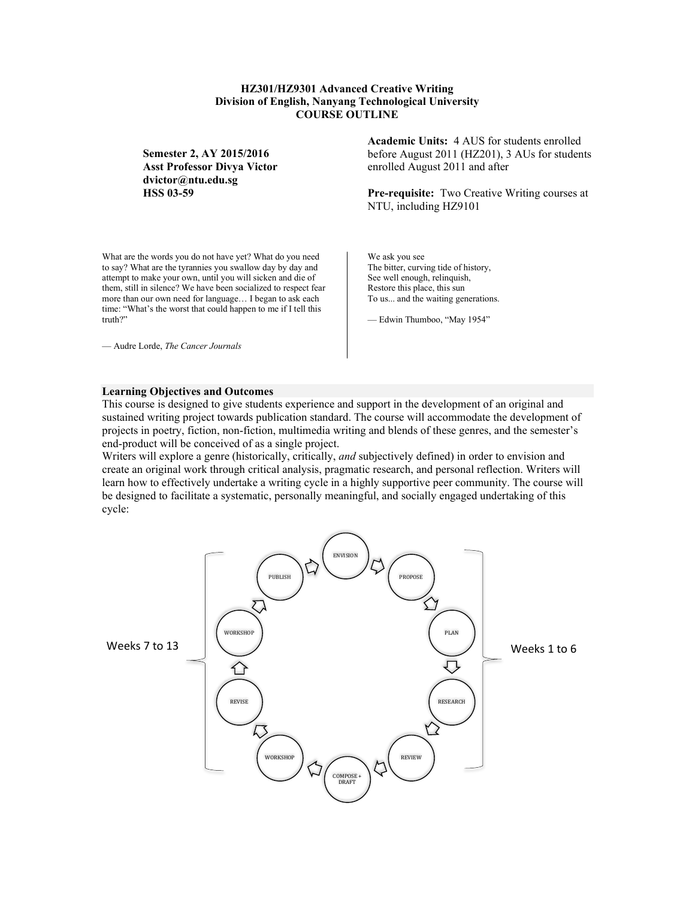**HZ301/HZ9301 Advanced Creative Writing**
**Division of English, Nanyang Technological University**
**COURSE OUTLINE**

**Semester 2, AY 2015/2016**
**Asst Professor Divya Victor**
**dvictor@ntu.edu.sg**
**HSS 03-59**

**Academic Units:** 4 AUS for students enrolled before August 2011 (HZ201), 3 AUs for students enrolled August 2011 and after

**Pre-requisite:** Two Creative Writing courses at NTU, including HZ9101

What are the words you do not have yet? What do you need to say? What are the tyrannies you swallow day by day and attempt to make your own, until you will sicken and die of them, still in silence? We have been socialized to respect fear more than our own need for language… I began to ask each time: "What's the worst that could happen to me if I tell this truth?"

— Audre Lorde, *The Cancer Journals*

We ask you see
The bitter, curving tide of history,
See well enough, relinquish,
Restore this place, this sun
To us... and the waiting generations.

— Edwin Thumboo, "May 1954"

## Learning Objectives and Outcomes

This course is designed to give students experience and support in the development of an original and sustained writing project towards publication standard. The course will accommodate the development of projects in poetry, fiction, non-fiction, multimedia writing and blends of these genres, and the semester's end-product will be conceived of as a single project.

Writers will explore a genre (historically, critically, *and* subjectively defined) in order to envision and create an original work through critical analysis, pragmatic research, and personal reflection. Writers will learn how to effectively undertake a writing cycle in a highly supportive peer community. The course will be designed to facilitate a systematic, personally meaningful, and socially engaged undertaking of this cycle:

Weeks 1 to 6: ENVISION → PROPOSE → PLAN → RESEARCH → REVIEW

COMPOSE + DRAFT

Weeks 7 to 13: WORKSHOP → REVISE → WORKSHOP → PUBLISH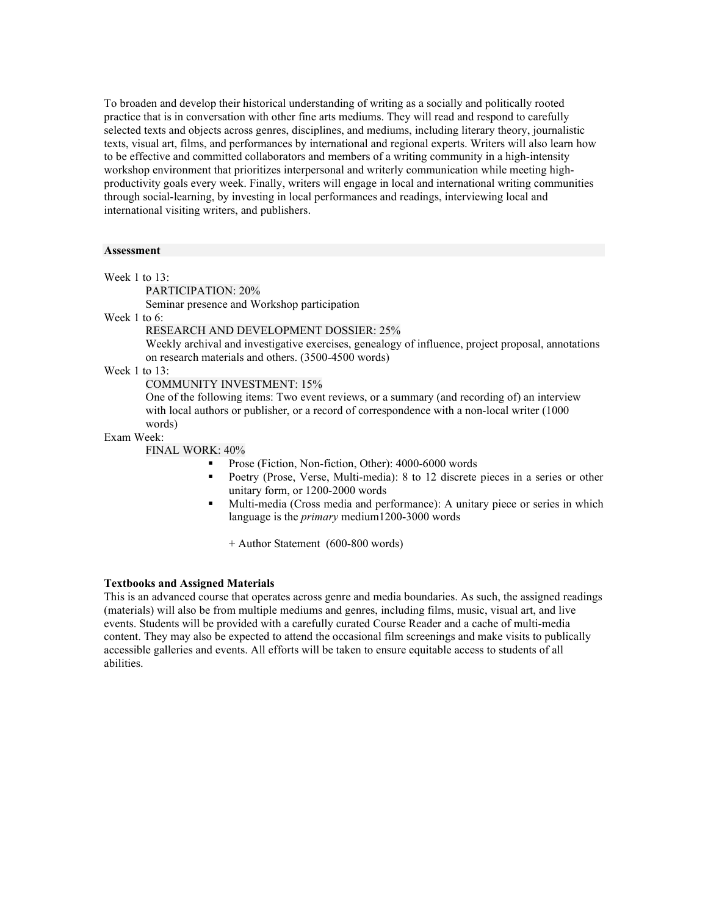To broaden and develop their historical understanding of writing as a socially and politically rooted practice that is in conversation with other fine arts mediums. They will read and respond to carefully selected texts and objects across genres, disciplines, and mediums, including literary theory, journalistic texts, visual art, films, and performances by international and regional experts. Writers will also learn how to be effective and committed collaborators and members of a writing community in a high-intensity workshop environment that prioritizes interpersonal and writerly communication while meeting high-productivity goals every week. Finally, writers will engage in local and international writing communities through social-learning, by investing in local performances and readings, interviewing local and international visiting writers, and publishers.

### Assessment

Week 1 to 13:

PARTICIPATION: 20%

Seminar presence and Workshop participation

Week 1 to 6:

RESEARCH AND DEVELOPMENT DOSSIER: 25%

Weekly archival and investigative exercises, genealogy of influence, project proposal, annotations on research materials and others. (3500-4500 words)

Week 1 to 13:

COMMUNITY INVESTMENT: 15%

One of the following items: Two event reviews, or a summary (and recording of) an interview with local authors or publisher, or a record of correspondence with a non-local writer (1000 words)

Exam Week:

FINAL WORK: 40%

- Prose (Fiction, Non-fiction, Other): 4000-6000 words
- Poetry (Prose, Verse, Multi-media): 8 to 12 discrete pieces in a series or other unitary form, or 1200-2000 words
- Multi-media (Cross media and performance): A unitary piece or series in which language is the *primary* medium1200-3000 words

  + Author Statement (600-800 words)

### Textbooks and Assigned Materials

This is an advanced course that operates across genre and media boundaries. As such, the assigned readings (materials) will also be from multiple mediums and genres, including films, music, visual art, and live events. Students will be provided with a carefully curated Course Reader and a cache of multi-media content. They may also be expected to attend the occasional film screenings and make visits to publically accessible galleries and events. All efforts will be taken to ensure equitable access to students of all abilities.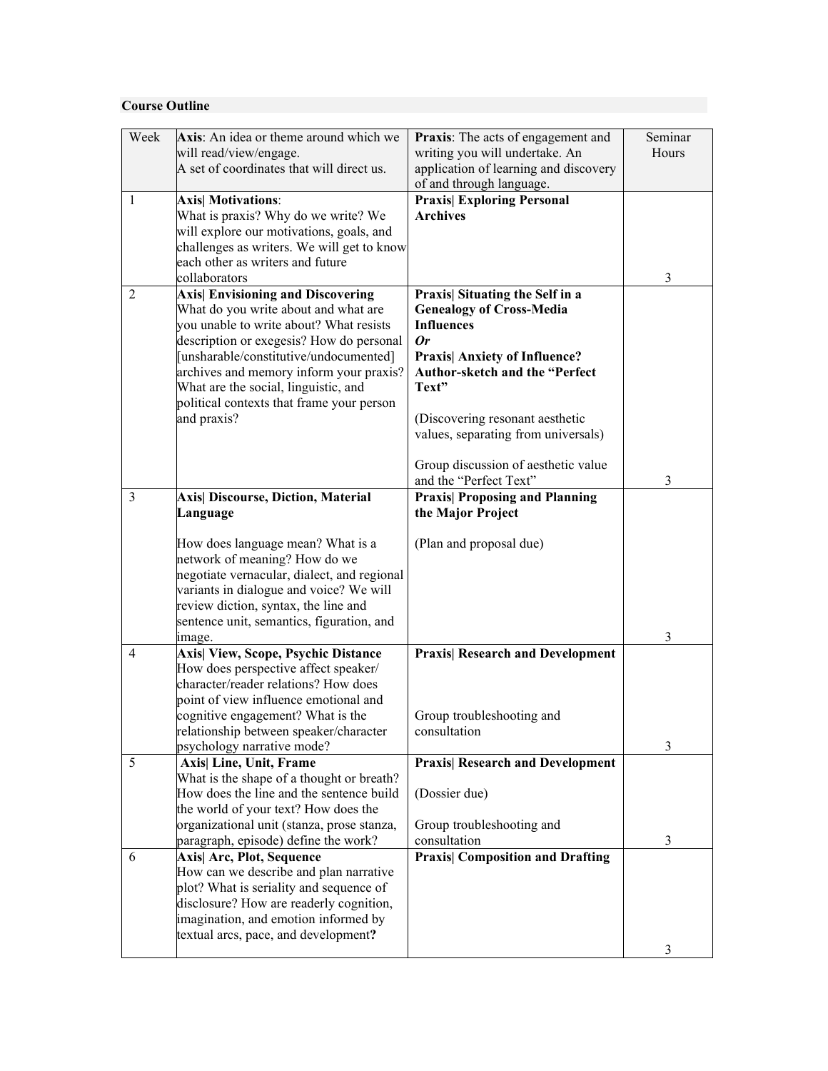**Course Outline**

| Week | **Axis**: An idea or theme around which we will read/view/engage. A set of coordinates that will direct us. | **Praxis**: The acts of engagement and writing you will undertake. An application of learning and discovery of and through language. | Seminar Hours |
|---|---|---|---|
| 1 | **Axis\| Motivations**: What is praxis? Why do we write? We will explore our motivations, goals, and challenges as writers. We will get to know each other as writers and future collaborators | **Praxis\| Exploring Personal Archives** | 3 |
| 2 | **Axis\| Envisioning and Discovering** What do you write about and what are you unable to write about? What resists description or exegesis? How do personal [unsharable/constitutive/undocumented] archives and memory inform your praxis? What are the social, linguistic, and political contexts that frame your person and praxis? | **Praxis\| Situating the Self in a Genealogy of Cross-Media Influences** ***Or*** **Praxis\| Anxiety of Influence? Author-sketch and the "Perfect Text"** (Discovering resonant aesthetic values, separating from universals) Group discussion of aesthetic value and the "Perfect Text" | 3 |
| 3 | **Axis\| Discourse, Diction, Material Language** How does language mean? What is a network of meaning? How do we negotiate vernacular, dialect, and regional variants in dialogue and voice? We will review diction, syntax, the line and sentence unit, semantics, figuration, and image. | **Praxis\| Proposing and Planning the Major Project** (Plan and proposal due) | 3 |
| 4 | **Axis\| View, Scope, Psychic Distance** How does perspective affect speaker/ character/reader relations? How does point of view influence emotional and cognitive engagement? What is the relationship between speaker/character psychology narrative mode? | **Praxis\| Research and Development** Group troubleshooting and consultation | 3 |
| 5 | **Axis\| Line, Unit, Frame** What is the shape of a thought or breath? How does the line and the sentence build the world of your text? How does the organizational unit (stanza, prose stanza, paragraph, episode) define the work? | **Praxis\| Research and Development** (Dossier due) Group troubleshooting and consultation | 3 |
| 6 | **Axis\| Arc, Plot, Sequence** How can we describe and plan narrative plot? What is seriality and sequence of disclosure? How are readerly cognition, imagination, and emotion informed by textual arcs, pace, and development**?** | **Praxis\| Composition and Drafting** | 3 |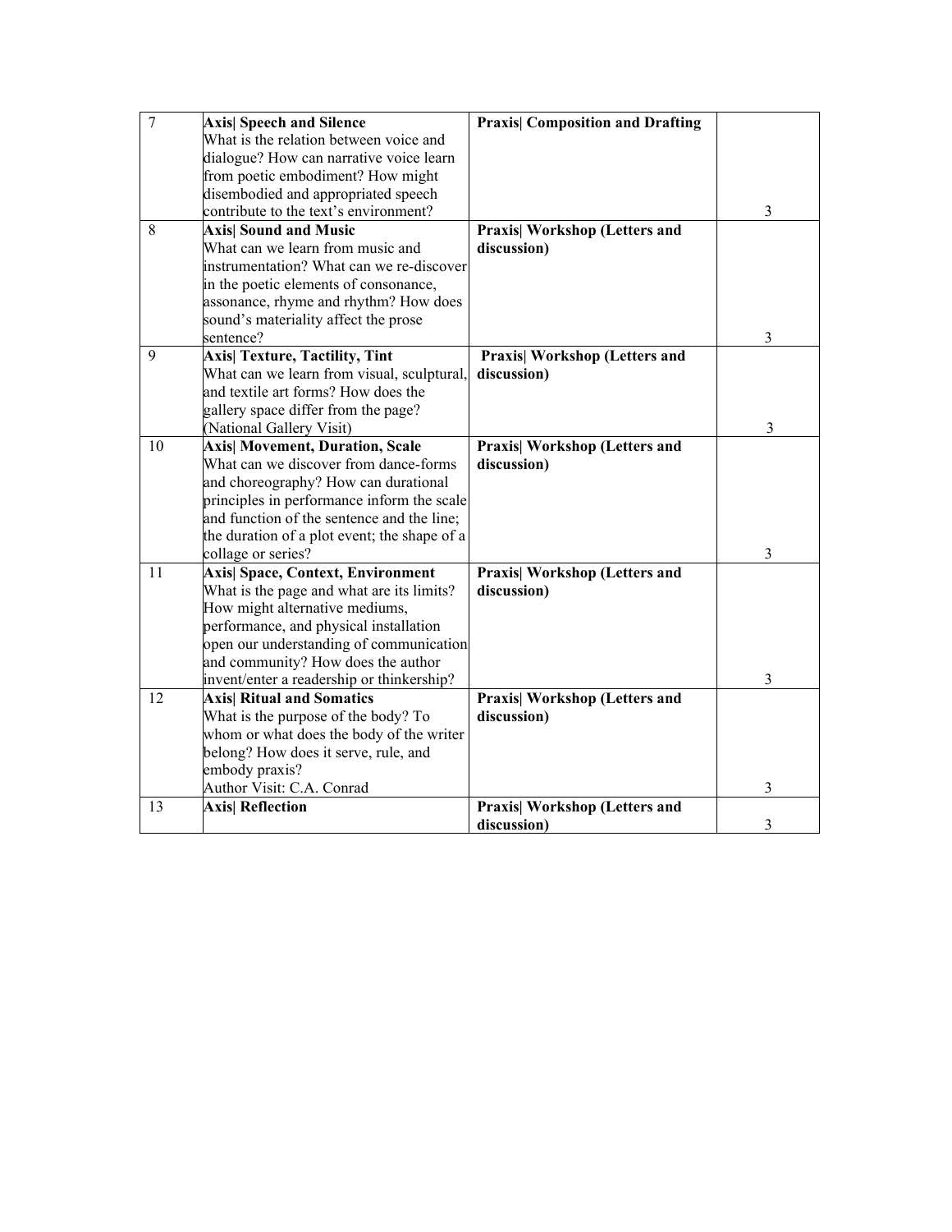| | | | |
|---|---|---|---|
| 7 | **Axis\| Speech and Silence** What is the relation between voice and dialogue? How can narrative voice learn from poetic embodiment? How might disembodied and appropriated speech contribute to the text's environment? | **Praxis\| Composition and Drafting** | 3 |
| 8 | **Axis\| Sound and Music** What can we learn from music and instrumentation? What can we re-discover in the poetic elements of consonance, assonance, rhyme and rhythm? How does sound's materiality affect the prose sentence? | **Praxis\| Workshop (Letters and discussion)** | 3 |
| 9 | **Axis\| Texture, Tactility, Tint** What can we learn from visual, sculptural, and textile art forms? How does the gallery space differ from the page? (National Gallery Visit) | **Praxis\| Workshop (Letters and discussion)** | 3 |
| 10 | **Axis\| Movement, Duration, Scale** What can we discover from dance-forms and choreography? How can durational principles in performance inform the scale and function of the sentence and the line; the duration of a plot event; the shape of a collage or series? | **Praxis\| Workshop (Letters and discussion)** | 3 |
| 11 | **Axis\| Space, Context, Environment** What is the page and what are its limits? How might alternative mediums, performance, and physical installation open our understanding of communication and community? How does the author invent/enter a readership or thinkership? | **Praxis\| Workshop (Letters and discussion)** | 3 |
| 12 | **Axis\| Ritual and Somatics** What is the purpose of the body? To whom or what does the body of the writer belong? How does it serve, rule, and embody praxis? Author Visit: C.A. Conrad | **Praxis\| Workshop (Letters and discussion)** | 3 |
| 13 | **Axis\| Reflection** | **Praxis\| Workshop (Letters and discussion)** | 3 |